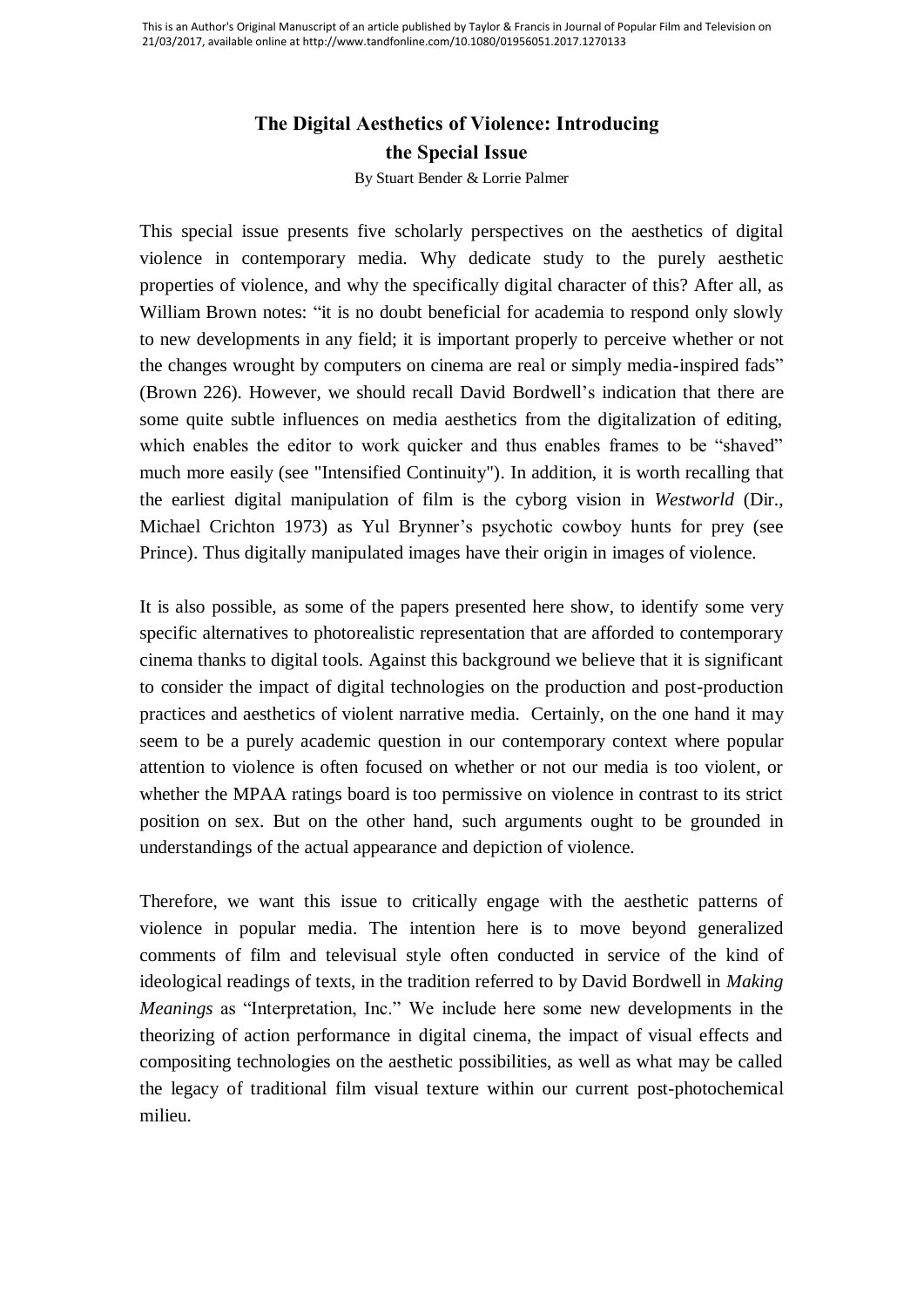This is an Author's Original Manuscript of an article published by Taylor & Francis in Journal of Popular Film and Television on 21/03/2017, available online at http://www.tandfonline.com/10.1080/01956051.2017.1270133

# The Digital Aesthetics of Violence: Introducing the Special Issue

By Stuart Bender & Lorrie Palmer

This special issue presents five scholarly perspectives on the aesthetics of digital violence in contemporary media. Why dedicate study to the purely aesthetic properties of violence, and why the specifically digital character of this? After all, as William Brown notes: "it is no doubt beneficial for academia to respond only slowly to new developments in any field; it is important properly to perceive whether or not the changes wrought by computers on cinema are real or simply media-inspired fads" (Brown 226). However, we should recall David Bordwell's indication that there are some quite subtle influences on media aesthetics from the digitalization of editing, which enables the editor to work quicker and thus enables frames to be "shaved" much more easily (see "Intensified Continuity"). In addition, it is worth recalling that the earliest digital manipulation of film is the cyborg vision in *Westworld* (Dir., Michael Crichton 1973) as Yul Brynner's psychotic cowboy hunts for prey (see Prince). Thus digitally manipulated images have their origin in images of violence.

It is also possible, as some of the papers presented here show, to identify some very specific alternatives to photorealistic representation that are afforded to contemporary cinema thanks to digital tools. Against this background we believe that it is significant to consider the impact of digital technologies on the production and post-production practices and aesthetics of violent narrative media. Certainly, on the one hand it may seem to be a purely academic question in our contemporary context where popular attention to violence is often focused on whether or not our media is too violent, or whether the MPAA ratings board is too permissive on violence in contrast to its strict position on sex. But on the other hand, such arguments ought to be grounded in understandings of the actual appearance and depiction of violence.

Therefore, we want this issue to critically engage with the aesthetic patterns of violence in popular media. The intention here is to move beyond generalized comments of film and televisual style often conducted in service of the kind of ideological readings of texts, in the tradition referred to by David Bordwell in *Making Meanings* as "Interpretation, Inc." We include here some new developments in the theorizing of action performance in digital cinema, the impact of visual effects and compositing technologies on the aesthetic possibilities, as well as what may be called the legacy of traditional film visual texture within our current post-photochemical milieu.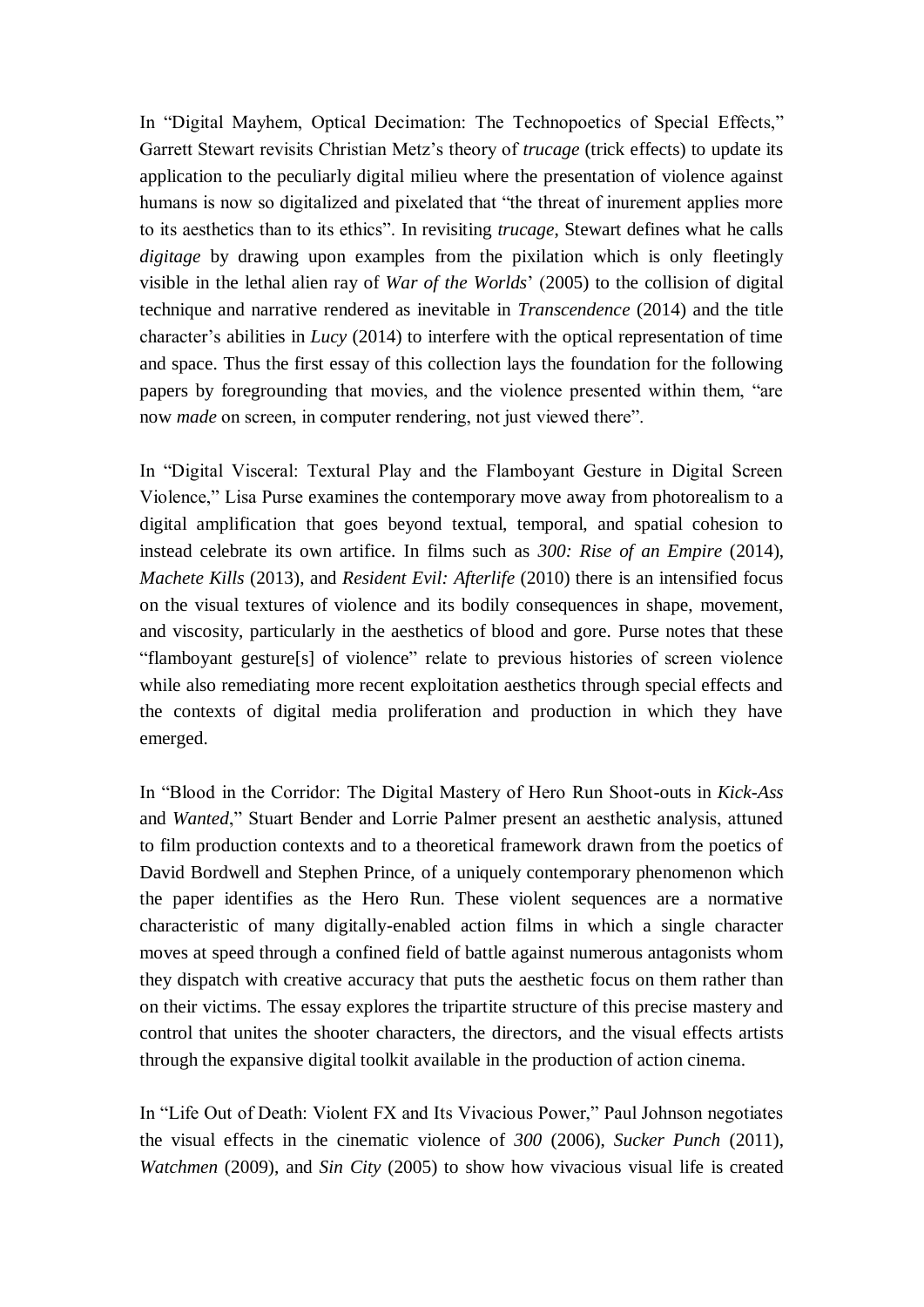In "Digital Mayhem, Optical Decimation: The Technopoetics of Special Effects," Garrett Stewart revisits Christian Metz's theory of *trucage* (trick effects) to update its application to the peculiarly digital milieu where the presentation of violence against humans is now so digitalized and pixelated that "the threat of inurement applies more to its aesthetics than to its ethics". In revisiting *trucage*, Stewart defines what he calls *digitage* by drawing upon examples from the pixilation which is only fleetingly visible in the lethal alien ray of *War of the Worlds*' (2005) to the collision of digital technique and narrative rendered as inevitable in *Transcendence* (2014) and the title character's abilities in *Lucy* (2014) to interfere with the optical representation of time and space. Thus the first essay of this collection lays the foundation for the following papers by foregrounding that movies, and the violence presented within them, "are now *made* on screen, in computer rendering, not just viewed there".

In "Digital Visceral: Textural Play and the Flamboyant Gesture in Digital Screen Violence," Lisa Purse examines the contemporary move away from photorealism to a digital amplification that goes beyond textual, temporal, and spatial cohesion to instead celebrate its own artifice. In films such as *300: Rise of an Empire* (2014), *Machete Kills* (2013), and *Resident Evil: Afterlife* (2010) there is an intensified focus on the visual textures of violence and its bodily consequences in shape, movement, and viscosity, particularly in the aesthetics of blood and gore. Purse notes that these "flamboyant gesture[s] of violence" relate to previous histories of screen violence while also remediating more recent exploitation aesthetics through special effects and the contexts of digital media proliferation and production in which they have emerged.

In "Blood in the Corridor: The Digital Mastery of Hero Run Shoot-outs in *Kick-Ass* and *Wanted*," Stuart Bender and Lorrie Palmer present an aesthetic analysis, attuned to film production contexts and to a theoretical framework drawn from the poetics of David Bordwell and Stephen Prince, of a uniquely contemporary phenomenon which the paper identifies as the Hero Run. These violent sequences are a normative characteristic of many digitally-enabled action films in which a single character moves at speed through a confined field of battle against numerous antagonists whom they dispatch with creative accuracy that puts the aesthetic focus on them rather than on their victims. The essay explores the tripartite structure of this precise mastery and control that unites the shooter characters, the directors, and the visual effects artists through the expansive digital toolkit available in the production of action cinema.

In "Life Out of Death: Violent FX and Its Vivacious Power," Paul Johnson negotiates the visual effects in the cinematic violence of *300* (2006), *Sucker Punch* (2011), *Watchmen* (2009), and *Sin City* (2005) to show how vivacious visual life is created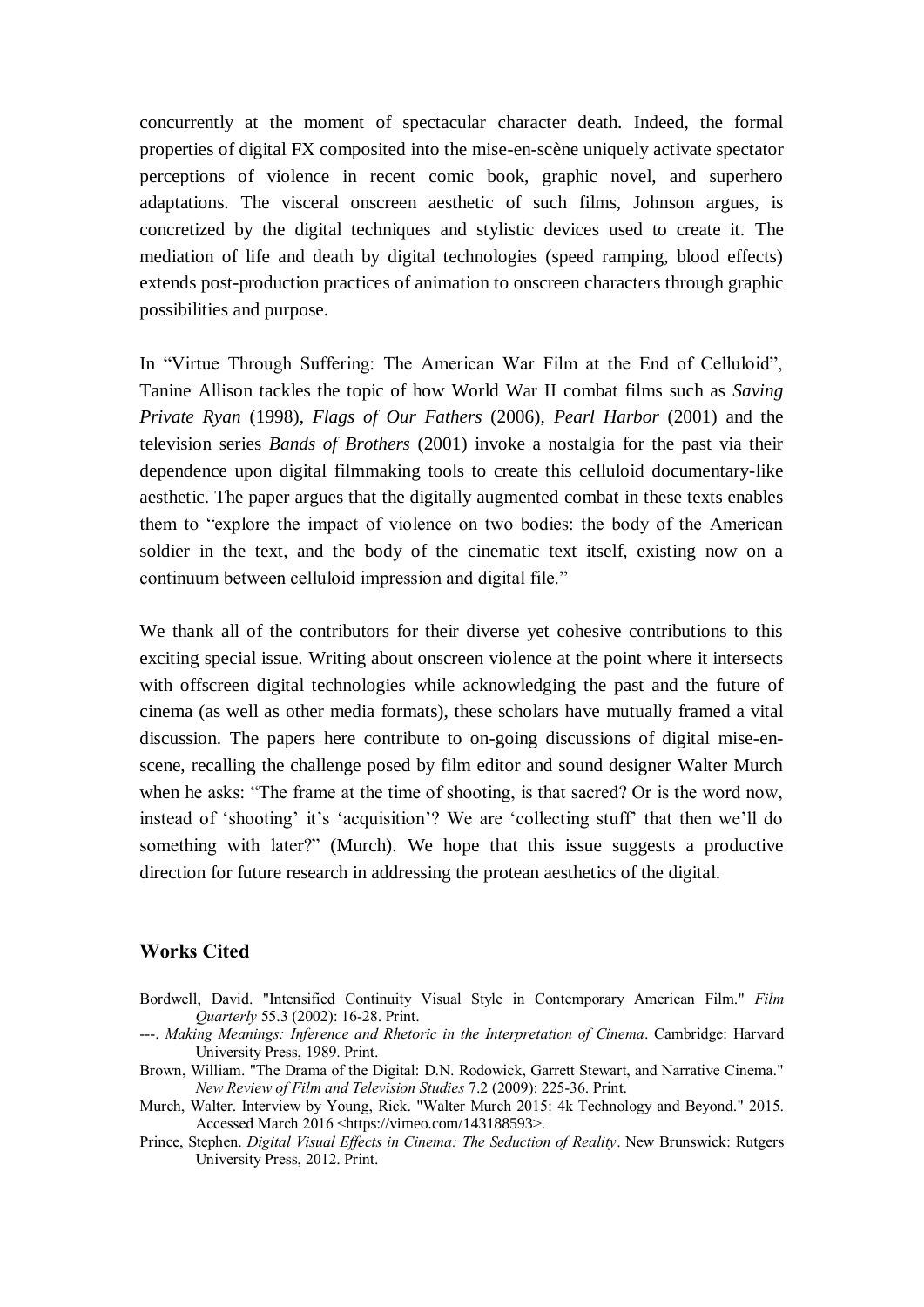concurrently at the moment of spectacular character death. Indeed, the formal properties of digital FX composited into the mise-en-scène uniquely activate spectator perceptions of violence in recent comic book, graphic novel, and superhero adaptations. The visceral onscreen aesthetic of such films, Johnson argues, is concretized by the digital techniques and stylistic devices used to create it. The mediation of life and death by digital technologies (speed ramping, blood effects) extends post-production practices of animation to onscreen characters through graphic possibilities and purpose.

In "Virtue Through Suffering: The American War Film at the End of Celluloid", Tanine Allison tackles the topic of how World War II combat films such as *Saving Private Ryan* (1998), *Flags of Our Fathers* (2006), *Pearl Harbor* (2001) and the television series *Bands of Brothers* (2001) invoke a nostalgia for the past via their dependence upon digital filmmaking tools to create this celluloid documentary-like aesthetic. The paper argues that the digitally augmented combat in these texts enables them to "explore the impact of violence on two bodies: the body of the American soldier in the text, and the body of the cinematic text itself, existing now on a continuum between celluloid impression and digital file."

We thank all of the contributors for their diverse yet cohesive contributions to this exciting special issue. Writing about onscreen violence at the point where it intersects with offscreen digital technologies while acknowledging the past and the future of cinema (as well as other media formats), these scholars have mutually framed a vital discussion. The papers here contribute to on-going discussions of digital mise-en-scene, recalling the challenge posed by film editor and sound designer Walter Murch when he asks: "The frame at the time of shooting, is that sacred? Or is the word now, instead of 'shooting' it's 'acquisition'? We are 'collecting stuff' that then we'll do something with later?" (Murch). We hope that this issue suggests a productive direction for future research in addressing the protean aesthetics of the digital.

## Works Cited

Bordwell, David. "Intensified Continuity Visual Style in Contemporary American Film." *Film Quarterly* 55.3 (2002): 16-28. Print.

---. *Making Meanings: Inference and Rhetoric in the Interpretation of Cinema*. Cambridge: Harvard University Press, 1989. Print.

Brown, William. "The Drama of the Digital: D.N. Rodowick, Garrett Stewart, and Narrative Cinema." *New Review of Film and Television Studies* 7.2 (2009): 225-36. Print.

Murch, Walter. Interview by Young, Rick. "Walter Murch 2015: 4k Technology and Beyond." 2015. Accessed March 2016 <https://vimeo.com/143188593>.

Prince, Stephen. *Digital Visual Effects in Cinema: The Seduction of Reality*. New Brunswick: Rutgers University Press, 2012. Print.